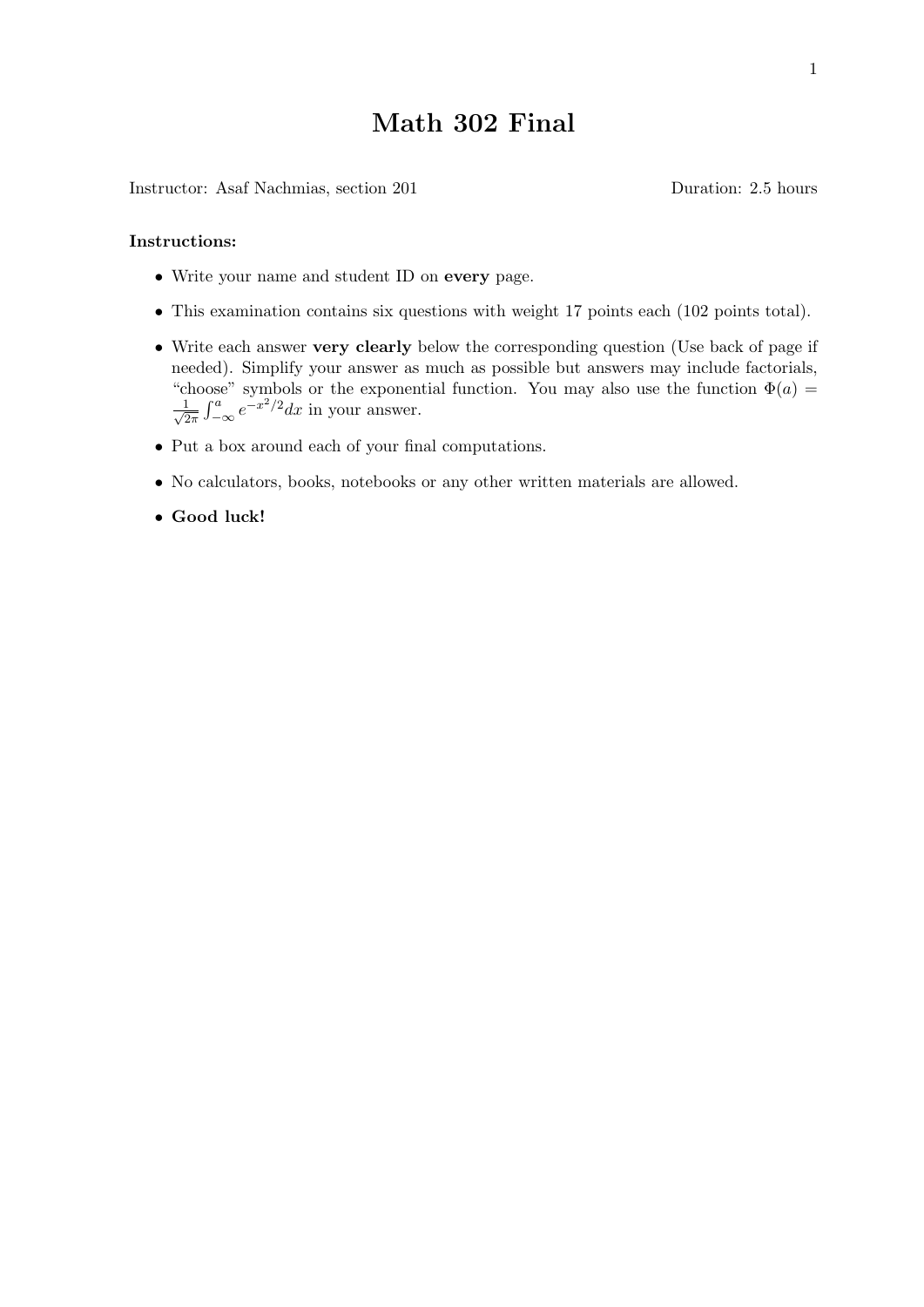# Math 302 Final

Instructor: Asaf Nachmias, section 201 Duration: 2.5 hours

**Instructions:**

- Write your name and student ID on **every** page.
- This examination contains six questions with weight 17 points each (102 points total).
- Write each answer **very clearly** below the corresponding question (Use back of page if needed). Simplify your answer as much as possible but answers may include factorials, "choose" symbols or the exponential function. You may also use the function $\Phi(a) = \frac{1}{\sqrt{2\pi}} \int_{-\infty}^{a} e^{-x^2/2} dx$ in your answer.
- Put a box around each of your final computations.
- No calculators, books, notebooks or any other written materials are allowed.
- **Good luck!**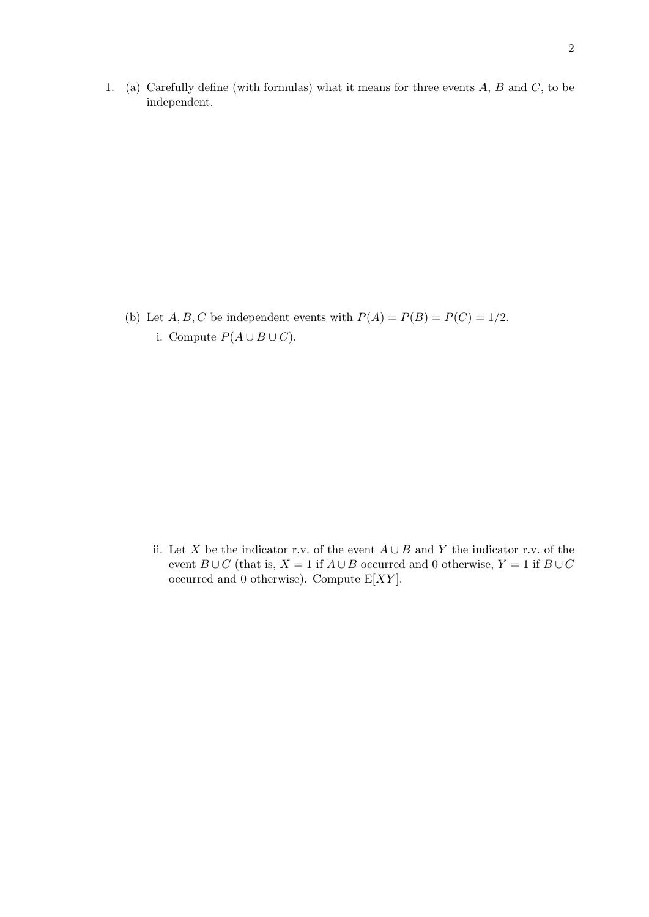1. (a) Carefully define (with formulas) what it means for three events $A$, $B$ and $C$, to be independent.

   (b) Let $A, B, C$ be independent events with $P(A) = P(B) = P(C) = 1/2$.

   i. Compute $P(A \cup B \cup C)$.

   ii. Let $X$ be the indicator r.v. of the event $A \cup B$ and $Y$ the indicator r.v. of the event $B \cup C$ (that is, $X = 1$ if $A \cup B$ occurred and 0 otherwise, $Y = 1$ if $B \cup C$ occurred and 0 otherwise). Compute $\mathrm{E}[XY]$.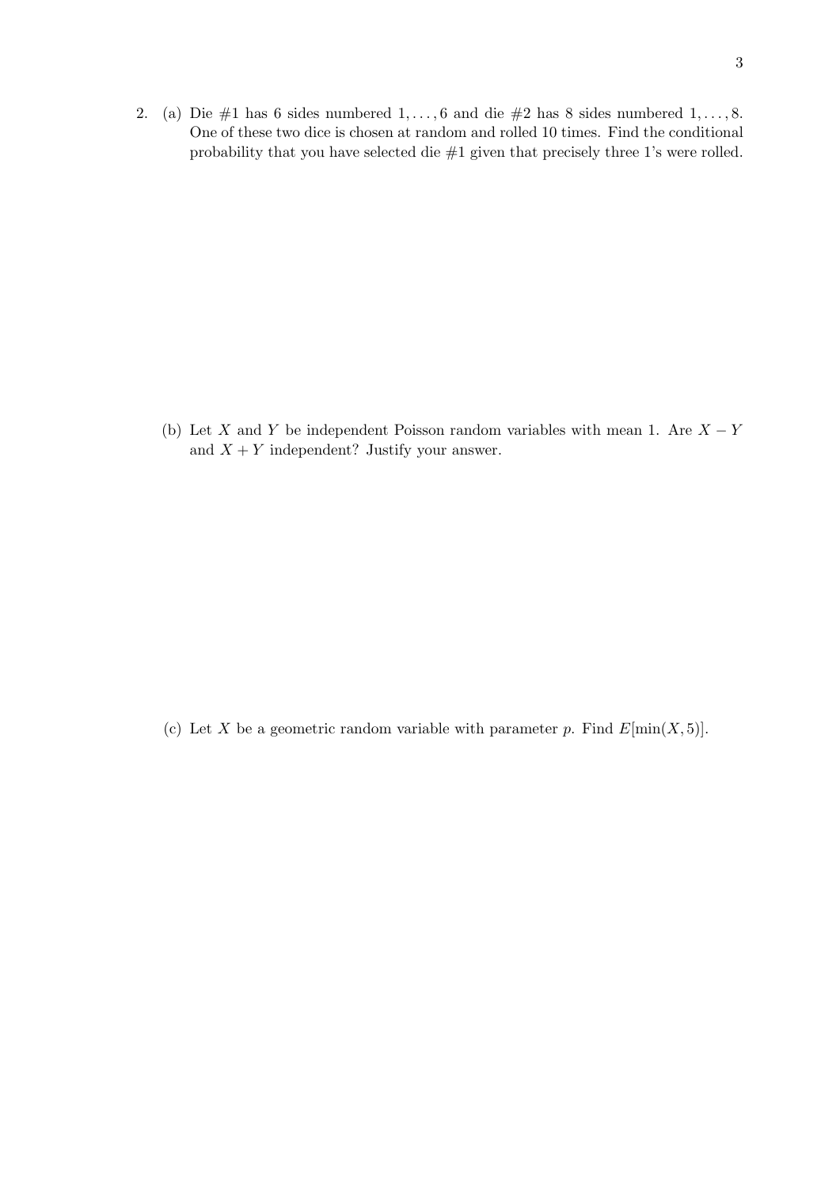2. (a) Die #1 has 6 sides numbered $1, \ldots, 6$ and die #2 has 8 sides numbered $1, \ldots, 8$. One of these two dice is chosen at random and rolled 10 times. Find the conditional probability that you have selected die #1 given that precisely three 1's were rolled.

(b) Let $X$ and $Y$ be independent Poisson random variables with mean 1. Are $X - Y$ and $X + Y$ independent? Justify your answer.

(c) Let $X$ be a geometric random variable with parameter $p$. Find $E[\min(X, 5)]$.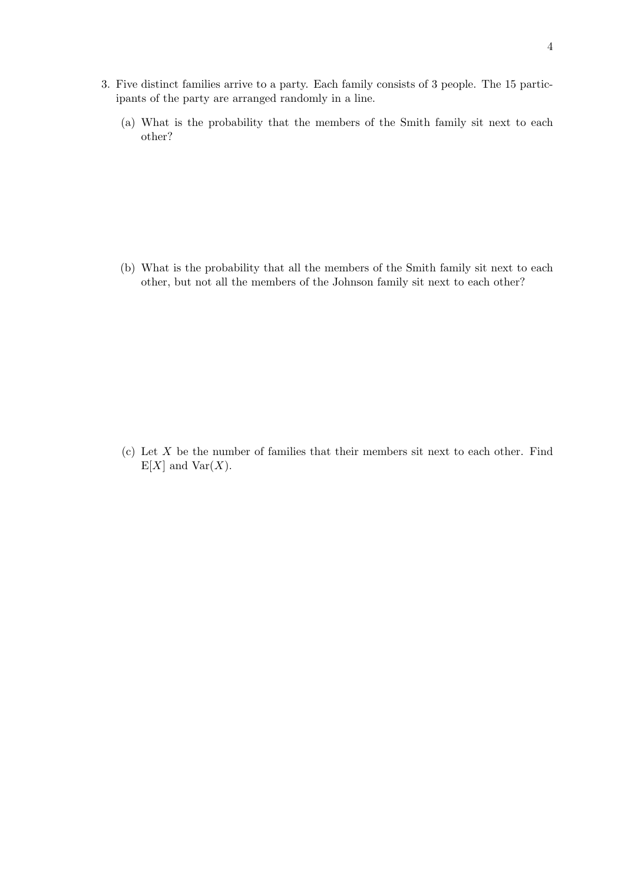3. Five distinct families arrive to a party. Each family consists of 3 people. The 15 participants of the party are arranged randomly in a line.

   (a) What is the probability that the members of the Smith family sit next to each other?

   (b) What is the probability that all the members of the Smith family sit next to each other, but not all the members of the Johnson family sit next to each other?

   (c) Let $X$ be the number of families that their members sit next to each other. Find $\mathrm{E}[X]$ and $\mathrm{Var}(X)$.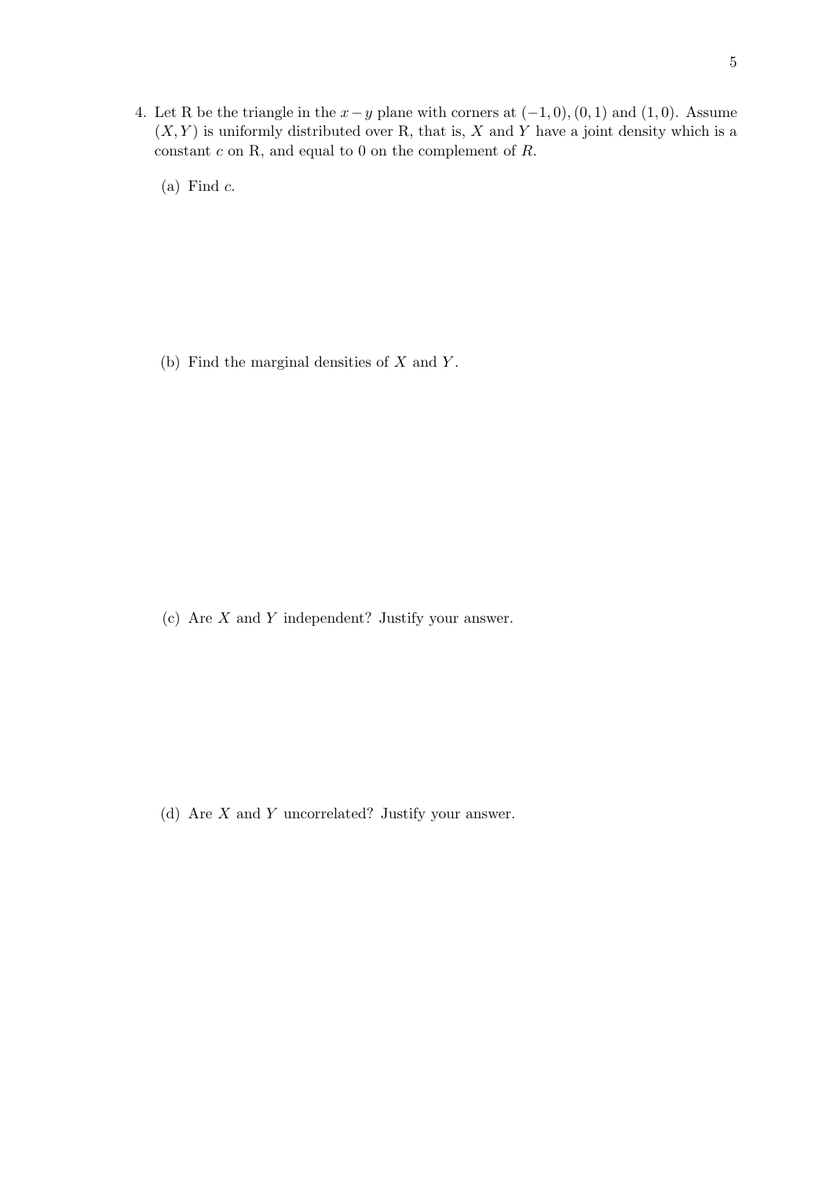4. Let R be the triangle in the $x-y$ plane with corners at $(-1,0),(0,1)$ and $(1,0)$. Assume $(X,Y)$ is uniformly distributed over R, that is, $X$ and $Y$ have a joint density which is a constant $c$ on R, and equal to 0 on the complement of $R$.

   (a) Find $c$.

   (b) Find the marginal densities of $X$ and $Y$.

   (c) Are $X$ and $Y$ independent? Justify your answer.

   (d) Are $X$ and $Y$ uncorrelated? Justify your answer.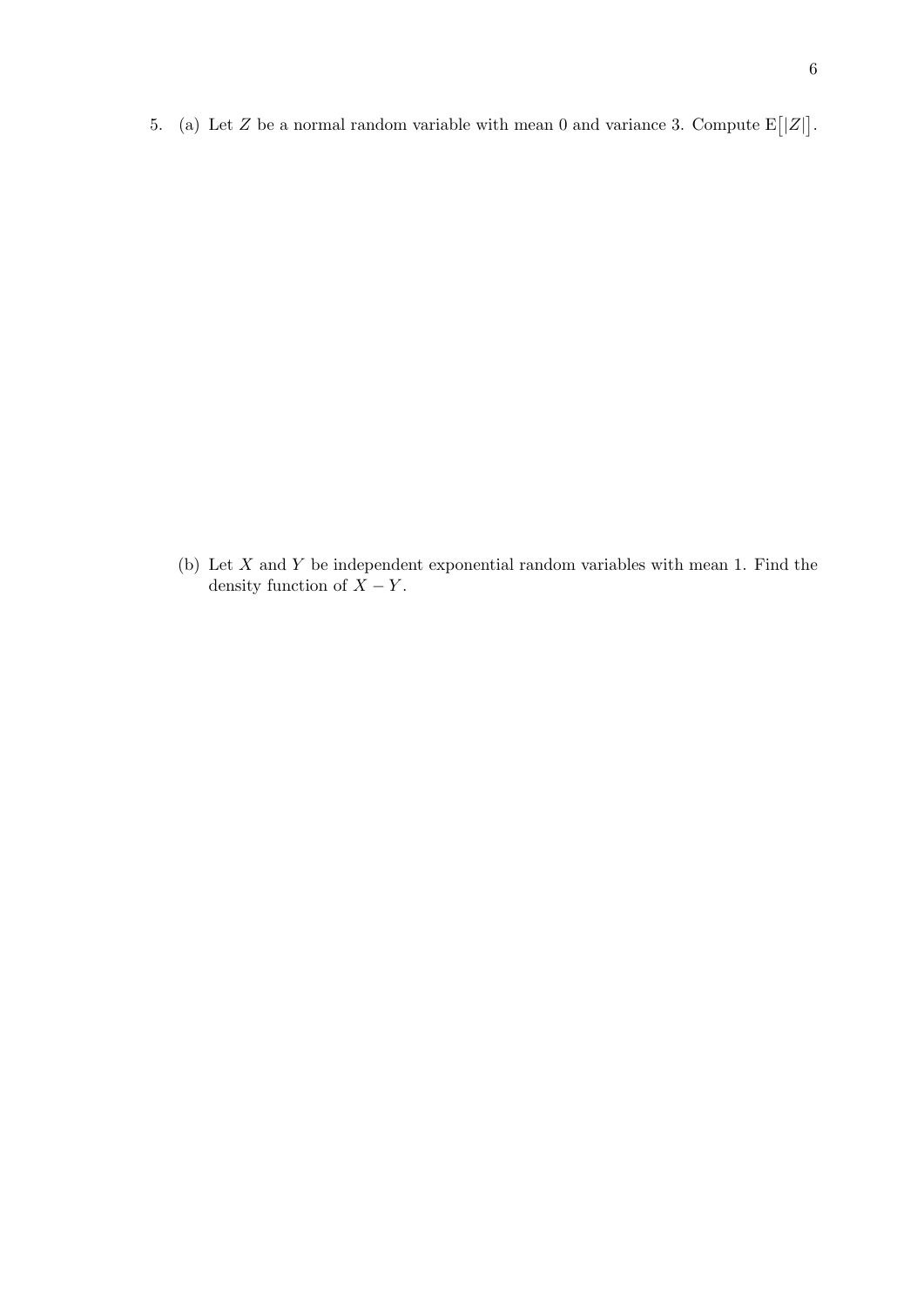5. (a) Let $Z$ be a normal random variable with mean 0 and variance 3. Compute $\mathrm{E}\big[|Z|\big]$.

(b) Let $X$ and $Y$ be independent exponential random variables with mean 1. Find the density function of $X - Y$.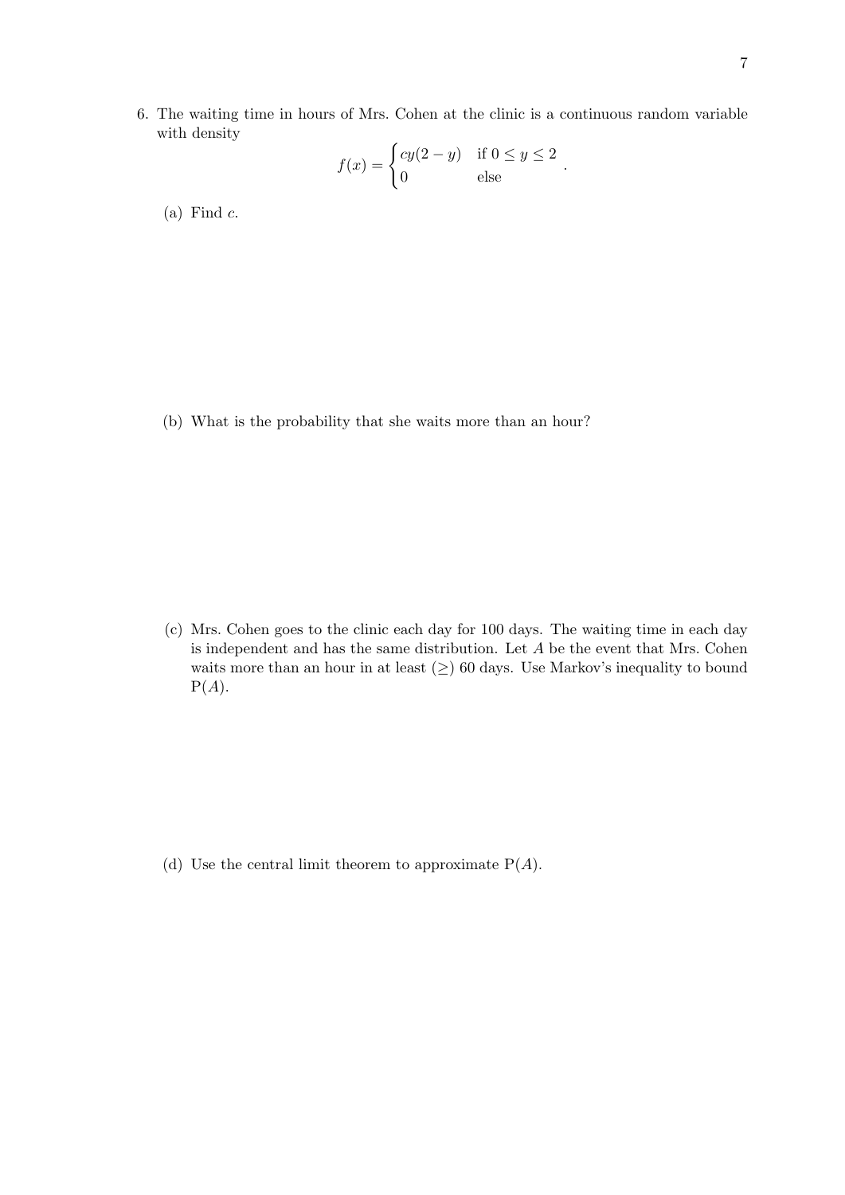6. The waiting time in hours of Mrs. Cohen at the clinic is a continuous random variable with density

$$f(x) = \begin{cases} cy(2-y) & \text{if } 0 \leq y \leq 2 \\ 0 & \text{else} \end{cases}.$$

(a) Find $c$.

(b) What is the probability that she waits more than an hour?

(c) Mrs. Cohen goes to the clinic each day for 100 days. The waiting time in each day is independent and has the same distribution. Let $A$ be the event that Mrs. Cohen waits more than an hour in at least ($\geq$) 60 days. Use Markov's inequality to bound $\mathrm{P}(A)$.

(d) Use the central limit theorem to approximate $\mathrm{P}(A)$.